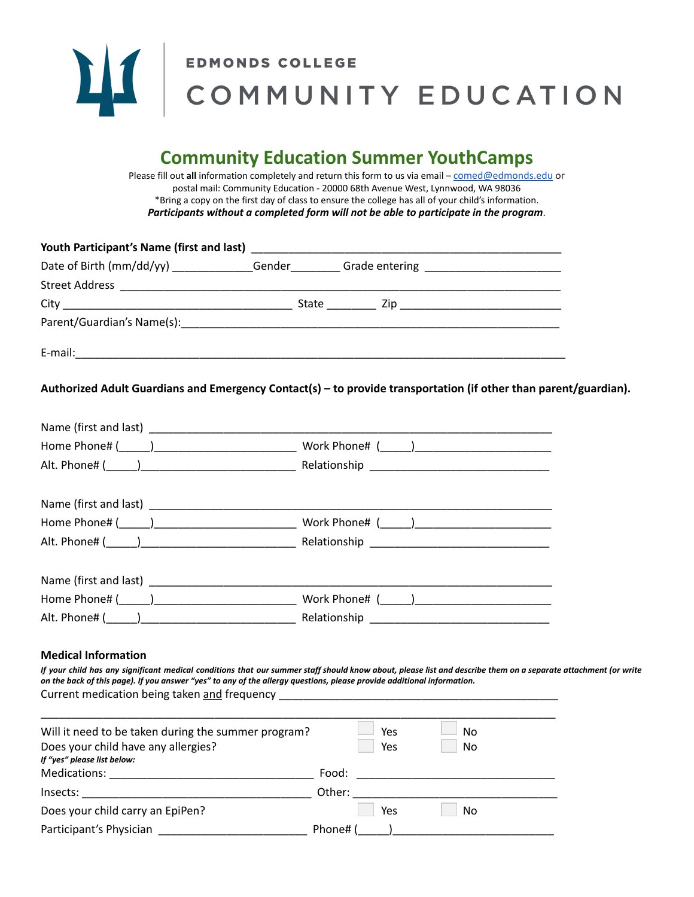EDMONDS COLLEGE

COMMUNITY EDUCATION

# Community Education Summer YouthCamps

Please fill out **all** information completely and return this form to us via email – comed@edmonds.edu or postal mail: Community Education - 20000 68th Avenue West, Lynnwood, WA 98036

*Bring a copy on the first day of class to ensure the college has all of your child's information.

***Participants without a completed form will not be able to participate in the program***.

**Youth Participant's Name (first and last)** ________________________________________________

Date of Birth (mm/dd/yy) ____________Gender________ Grade entering ____________________

Street Address ____________________________________________________________________

City ___________________________________ State ________ Zip _________________________

Parent/Guardian's Name(s):___________________________________________________________

E-mail:___________________________________________________________________________

**Authorized Adult Guardians and Emergency Contact(s) – to provide transportation (if other than parent/guardian).**

Name (first and last) _______________________________________________________________

Home Phone# (_____)______________________ Work Phone# (_____)____________________

Alt. Phone# (_____)________________________ Relationship ___________________________

Name (first and last) _______________________________________________________________

Home Phone# (_____)______________________ Work Phone# (_____)____________________

Alt. Phone# (_____)________________________ Relationship ___________________________

Name (first and last) _______________________________________________________________

Home Phone# (_____)______________________ Work Phone# (_____)____________________

Alt. Phone# (_____)________________________ Relationship ___________________________

**Medical Information**

***If your child has any significant medical conditions that our summer staff should know about, please list and describe them on a separate attachment (or write on the back of this page). If you answer "yes" to any of the allergy questions, please provide additional information.***

Current medication being taken and frequency ____________________________________________

_______________________________________________________________________________

Will it need to be taken during the summer program? ☐ Yes ☐ No

Does your child have any allergies? ☐ Yes ☐ No

***If "yes" please list below:***

Medications: ________________________________ Food: ______________________________

Insects: ____________________________________ Other: ______________________________

Does your child carry an EpiPen? ☐ Yes ☐ No

Participant's Physician _______________________ Phone# (_____)________________________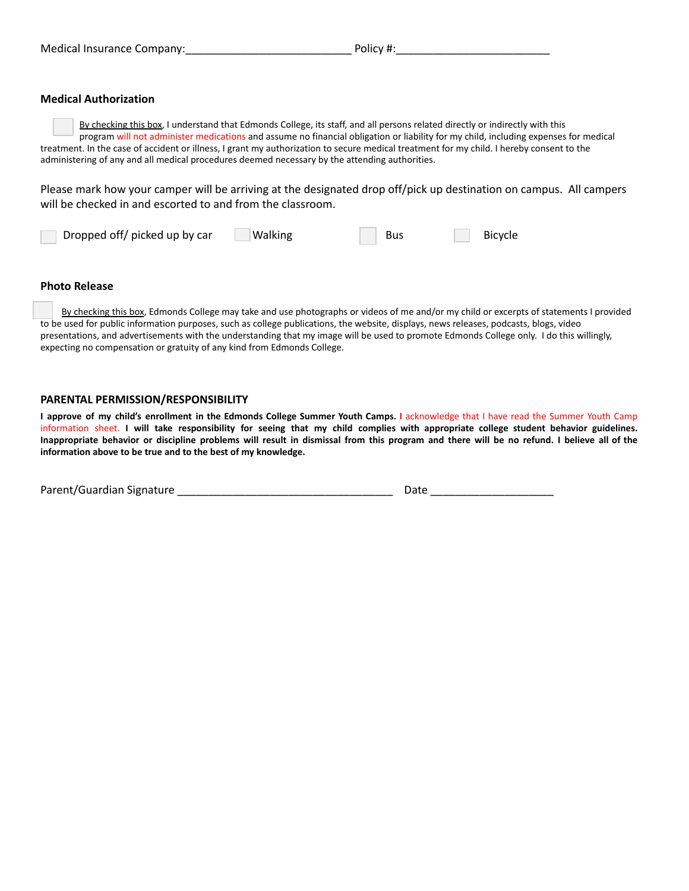Medical Insurance Company:___________________________ Policy #:_________________________

**Medical Authorization**

☐ By checking this box, I understand that Edmonds College, its staff, and all persons related directly or indirectly with this program will not administer medications and assume no financial obligation or liability for my child, including expenses for medical treatment. In the case of accident or illness, I grant my authorization to secure medical treatment for my child. I hereby consent to the administering of any and all medical procedures deemed necessary by the attending authorities.

Please mark how your camper will be arriving at the designated drop off/pick up destination on campus. All campers will be checked in and escorted to and from the classroom.

☐ Dropped off/ picked up by car ☐ Walking ☐ Bus ☐ Bicycle

**Photo Release**

☐ By checking this box, Edmonds College may take and use photographs or videos of me and/or my child or excerpts of statements I provided to be used for public information purposes, such as college publications, the website, displays, news releases, podcasts, blogs, video presentations, and advertisements with the understanding that my image will be used to promote Edmonds College only. I do this willingly, expecting no compensation or gratuity of any kind from Edmonds College.

**PARENTAL PERMISSION/RESPONSIBILITY**

**I approve of my child's enrollment in the Edmonds College Summer Youth Camps. I** acknowledge that I have read the Summer Youth Camp information sheet. **I will take responsibility for seeing that my child complies with appropriate college student behavior guidelines. Inappropriate behavior or discipline problems will result in dismissal from this program and there will be no refund. I believe all of the information above to be true and to the best of my knowledge.**

Parent/Guardian Signature ___________________________________ Date ____________________